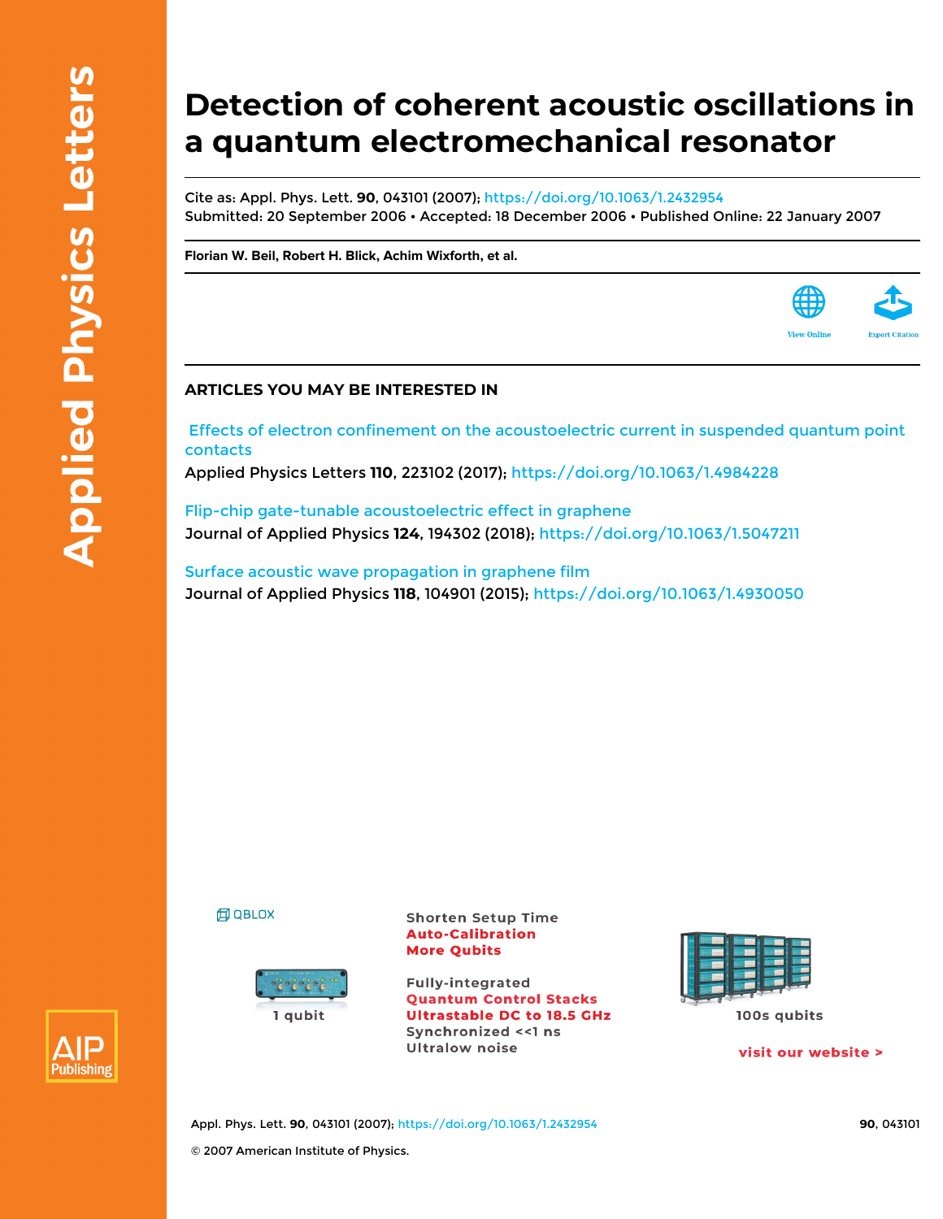# Detection of coherent acoustic oscillations in a quantum electromechanical resonator

Cite as: Appl. Phys. Lett. **90**, 043101 (2007); https://doi.org/10.1063/1.2432954
Submitted: 20 September 2006 • Accepted: 18 December 2006 • Published Online: 22 January 2007

**Florian W. Beil, Robert H. Blick, Achim Wixforth, et al.**

## ARTICLES YOU MAY BE INTERESTED IN

Effects of electron confinement on the acoustoelectric current in suspended quantum point contacts
Applied Physics Letters **110**, 223102 (2017); https://doi.org/10.1063/1.4984228

Flip-chip gate-tunable acoustoelectric effect in graphene
Journal of Applied Physics **124**, 194302 (2018); https://doi.org/10.1063/1.5047211

Surface acoustic wave propagation in graphene film
Journal of Applied Physics **118**, 104901 (2015); https://doi.org/10.1063/1.4930050

© 2007 American Institute of Physics.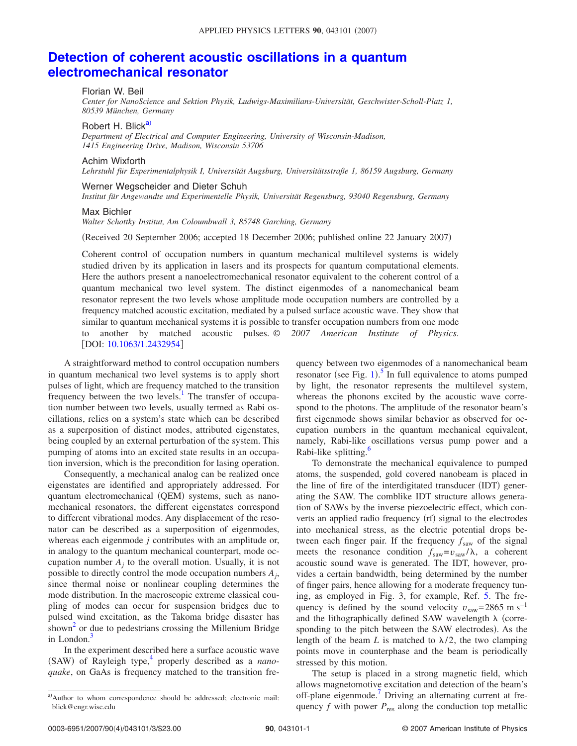# Detection of coherent acoustic oscillations in a quantum electromechanical resonator

Florian W. Beil
*Center for NanoScience and Sektion Physik, Ludwigs-Maximilians-Universität, Geschwister-Scholl-Platz 1, 80539 München, Germany*

Robert H. Blick[a)]
*Department of Electrical and Computer Engineering, University of Wisconsin-Madison, 1415 Engineering Drive, Madison, Wisconsin 53706*

Achim Wixforth
*Lehrstuhl für Experimentalphysik I, Universität Augsburg, Universitätsstraße 1, 86159 Augsburg, Germany*

Werner Wegscheider and Dieter Schuh
*Institut für Angewandte und Experimentelle Physik, Universität Regensburg, 93040 Regensburg, Germany*

Max Bichler
*Walter Schottky Institut, Am Coloumbwall 3, 85748 Garching, Germany*

(Received 20 September 2006; accepted 18 December 2006; published online 22 January 2007)

Coherent control of occupation numbers in quantum mechanical multilevel systems is widely studied driven by its application in lasers and its prospects for quantum computational elements. Here the authors present a nanoelectromechanical resonator equivalent to the coherent control of a quantum mechanical two level system. The distinct eigenmodes of a nanomechanical beam resonator represent the two levels whose amplitude mode occupation numbers are controlled by a frequency matched acoustic excitation, mediated by a pulsed surface acoustic wave. They show that similar to quantum mechanical systems it is possible to transfer occupation numbers from one mode to another by matched acoustic pulses. © *2007 American Institute of Physics*. [DOI: 10.1063/1.2432954]

A straightforward method to control occupation numbers in quantum mechanical two level systems is to apply short pulses of light, which are frequency matched to the transition frequency between the two levels.[1] The transfer of occupation number between two levels, usually termed as Rabi oscillations, relies on a system's state which can be described as a superposition of distinct modes, attributed eigenstates, being coupled by an external perturbation of the system. This pumping of atoms into an excited state results in an occupation inversion, which is the precondition for lasing operation.

Consequently, a mechanical analog can be realized once eigenstates are identified and appropriately addressed. For quantum electromechanical (QEM) systems, such as nanomechanical resonators, the different eigenstates correspond to different vibrational modes. Any displacement of the resonator can be described as a superposition of eigenmodes, whereas each eigenmode $j$ contributes with an amplitude or, in analogy to the quantum mechanical counterpart, mode occupation number $A_j$ to the overall motion. Usually, it is not possible to directly control the mode occupation numbers $A_j$, since thermal noise or nonlinear coupling determines the mode distribution. In the macroscopic extreme classical coupling of modes can occur for suspension bridges due to pulsed wind excitation, as the Takoma bridge disaster has shown[2] or due to pedestrians crossing the Millenium Bridge in London.[3]

In the experiment described here a surface acoustic wave (SAW) of Rayleigh type,[4] properly described as a *nanoquake*, on GaAs is frequency matched to the transition frequency between two eigenmodes of a nanomechanical beam resonator (see Fig. 1).[5] In full equivalence to atoms pumped by light, the resonator represents the multilevel system, whereas the phonons excited by the acoustic wave correspond to the photons. The amplitude of the resonator beam's first eigenmode shows similar behavior as observed for occupation numbers in the quantum mechanical equivalent, namely, Rabi-like oscillations versus pump power and a Rabi-like splitting.[6]

To demonstrate the mechanical equivalence to pumped atoms, the suspended, gold covered nanobeam is placed in the line of fire of the interdigitated transducer (IDT) generating the SAW. The comblike IDT structure allows generation of SAWs by the inverse piezoelectric effect, which converts an applied radio frequency (rf) signal to the electrodes into mechanical stress, as the electric potential drops between each finger pair. If the frequency $f_{\text{saw}}$ of the signal meets the resonance condition $f_{\text{saw}} = v_{\text{saw}}/\lambda$, a coherent acoustic sound wave is generated. The IDT, however, provides a certain bandwidth, being determined by the number of finger pairs, hence allowing for a moderate frequency tuning, as employed in Fig. 3, for example, Ref. 5. The frequency is defined by the sound velocity $v_{\text{saw}} = 2865 \text{ m s}^{-1}$ and the lithographically defined SAW wavelength $\lambda$ (corresponding to the pitch between the SAW electrodes). As the length of the beam $L$ is matched to $\lambda/2$, the two clamping points move in counterphase and the beam is periodically stressed by this motion.

The setup is placed in a strong magnetic field, which allows magnetomotive excitation and detection of the beam's off-plane eigenmode.[7] Driving an alternating current at frequency $f$ with power $P_{\text{res}}$ along the conduction top metallic

[a)] Author to whom correspondence should be addressed; electronic mail: blick@engr.wisc.edu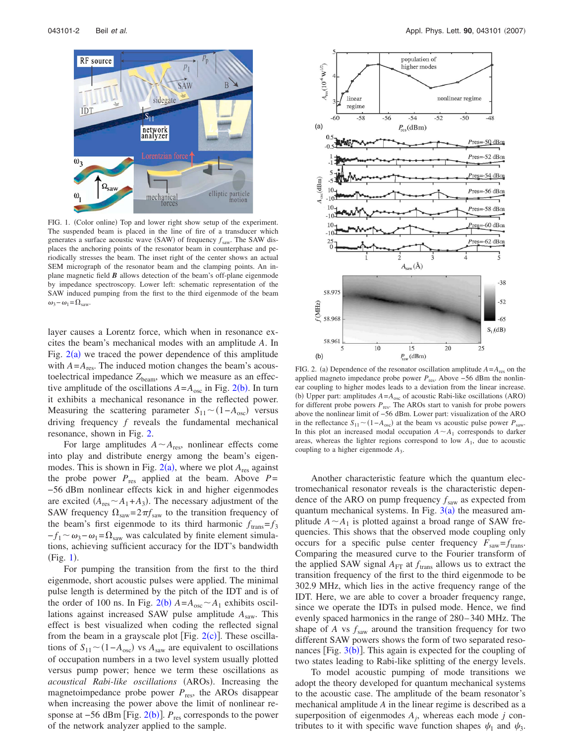FIG. 1. (Color online) Top and lower right show setup of the experiment. The suspended beam is placed in the line of fire of a transducer which generates a surface acoustic wave (SAW) of frequency $f_{\text{saw}}$. The SAW displaces the anchoring points of the resonator beam in counterphase and periodically stresses the beam. The inset right of the center shows an actual SEM micrograph of the resonator beam and the clamping points. An in-plane magnetic field $\boldsymbol{B}$ allows detection of the beam's off-plane eigenmode by impedance spectroscopy. Lower left: schematic representation of the SAW induced pumping from the first to the third eigenmode of the beam $\omega_3 - \omega_1 = \Omega_{\text{saw}}$.

layer causes a Lorentz force, which when in resonance excites the beam's mechanical modes with an amplitude $A$. In Fig. 2(a) we traced the power dependence of this amplitude with $A = A_{\text{res}}$. The induced motion changes the beam's acoustoelectrical impedance $Z_{\text{beam}}$, which we measure as an effective amplitude of the oscillations $A = A_{\text{osc}}$ in Fig. 2(b). In turn it exhibits a mechanical resonance in the reflected power. Measuring the scattering parameter $S_{11} \sim (1 - A_{\text{osc}})$ versus driving frequency $f$ reveals the fundamental mechanical resonance, shown in Fig. 2.

For large amplitudes $A \sim A_{\text{res}}$, nonlinear effects come into play and distribute energy among the beam's eigenmodes. This is shown in Fig. 2(a), where we plot $A_{\text{res}}$ against the probe power $P_{\text{res}}$ applied at the beam. Above $P = -56$ dBm nonlinear effects kick in and higher eigenmodes are excited ($A_{\text{res}} \sim A_1 + A_3$). The necessary adjustment of the SAW frequency $\Omega_{\text{saw}} = 2\pi f_{\text{saw}}$ to the transition frequency of the beam's first eigenmode to its third harmonic $f_{\text{trans}} = f_3 - f_1 \sim \omega_3 - \omega_1 = \Omega_{\text{saw}}$ was calculated by finite element simulations, achieving sufficient accuracy for the IDT's bandwidth (Fig. 1).

For pumping the transition from the first to the third eigenmode, short acoustic pulses were applied. The minimal pulse length is determined by the pitch of the IDT and is of the order of 100 ns. In Fig. 2(b) $A = A_{\text{osc}} \sim A_1$ exhibits oscillations against increased SAW pulse amplitude $A_{\text{saw}}$. This effect is best visualized when coding the reflected signal from the beam in a grayscale plot [Fig. 2(c)]. These oscillations of $S_{11} \sim (1 - A_{\text{osc}})$ vs $A_{\text{saw}}$ are equivalent to oscillations of occupation numbers in a two level system usually plotted versus pump power; hence we term these oscillations as *acoustical Rabi-like oscillations* (AROs). Increasing the magnetoimpedance probe power $P_{\text{res}}$, the AROs disappear when increasing the power above the limit of nonlinear response at $-56$ dBm [Fig. 2(b)]. $P_{\text{res}}$ corresponds to the power of the network analyzer applied to the sample.

FIG. 2. (a) Dependence of the resonator oscillation amplitude $A = A_{\text{res}}$ on the applied magneto impedance probe power $P_{\text{res}}$. Above $-56$ dBm the nonlinear coupling to higher modes leads to a deviation from the linear increase. (b) Upper part: amplitudes $A = A_{\text{osc}}$ of acoustic Rabi-like oscillations (ARO) for different probe powers $P_{\text{res}}$. The AROs start to vanish for probe powers above the nonlinear limit of $-56$ dBm. Lower part: visualization of the ARO in the reflectance $S_{11} \sim (1 - A_{\text{osc}})$ at the beam vs acoustic pulse power $P_{\text{saw}}$. In this plot an increased modal occupation $A \sim A_1$ corresponds to darker areas, whereas the lighter regions correspond to low $A_1$, due to acoustic coupling to a higher eigenmode $A_3$.

Another characteristic feature which the quantum electromechanical resonator reveals is the characteristic dependence of the ARO on pump frequency $f_{\text{saw}}$ as expected from quantum mechanical systems. In Fig. 3(a) the measured amplitude $A \sim A_1$ is plotted against a broad range of SAW frequencies. This shows that the observed mode coupling only occurs for a specific pulse center frequency $F_{\text{saw}} = f_{\text{trans}}$. Comparing the measured curve to the Fourier transform of the applied SAW signal $A_{\text{FT}}$ at $f_{\text{trans}}$ allows us to extract the transition frequency of the first to the third eigenmode to be 302.9 MHz, which lies in the active frequency range of the IDT. Here, we are able to cover a broader frequency range, since we operate the IDTs in pulsed mode. Hence, we find evenly spaced harmonics in the range of 280–340 MHz. The shape of $A$ vs $f_{\text{saw}}$ around the transition frequency for two different SAW powers shows the form of two separated resonances [Fig. 3(b)]. This again is expected for the coupling of two states leading to Rabi-like splitting of the energy levels.

To model acoustic pumping of mode transitions we adopt the theory developed for quantum mechanical systems to the acoustic case. The amplitude of the beam resonator's mechanical amplitude $A$ in the linear regime is described as a superposition of eigenmodes $A_j$, whereas each mode $j$ contributes to it with specific wave function shapes $\psi_1$ and $\psi_3$.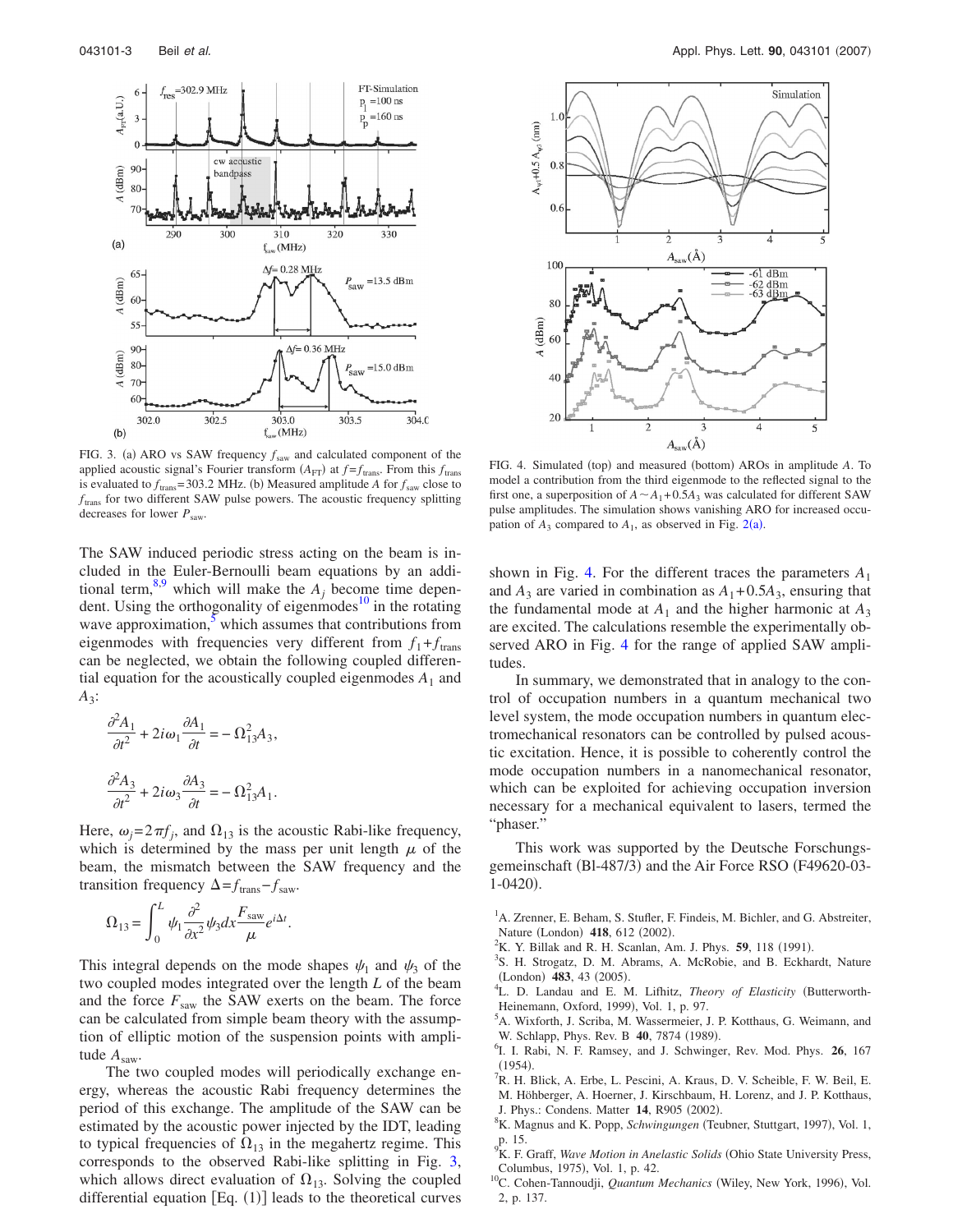$f_{res}$=302.9 MHz

FT-Simulation
$p_l$ =100 ns
$p_p$ =160 ns

$A_{FT}$ (a.U.)

A (dBm)

cw acoustic bandpass

$f_{saw}$ (MHz)

(a)

Δf= 0.28 MHz

$P_{saw}$ =13.5 dBm

Δf= 0.36 MHz

$P_{saw}$ =15.0 dBm

$f_{saw}$ (MHz)

(b)

FIG. 3. (a) ARO vs SAW frequency $f_{saw}$ and calculated component of the applied acoustic signal's Fourier transform ($A_{FT}$) at $f=f_{trans}$. From this $f_{trans}$ is evaluated to $f_{trans}$=303.2 MHz. (b) Measured amplitude $A$ for $f_{saw}$ close to $f_{trans}$ for two different SAW pulse powers. The acoustic frequency splitting decreases for lower $P_{saw}$.

Simulation

$A_{\psi1}$+0.5 $A_{\psi3}$ (nm)

$A_{saw}$(Å)

-61 dBm
-62 dBm
-63 dBm

A (dBm)

$A_{saw}$(Å)

FIG. 4. Simulated (top) and measured (bottom) AROs in amplitude $A$. To model a contribution from the third eigenmode to the reflected signal to the first one, a superposition of $A \sim A_1+0.5A_3$ was calculated for different SAW pulse amplitudes. The simulation shows vanishing ARO for increased occupation of $A_3$ compared to $A_1$, as observed in Fig. 2(a).

The SAW induced periodic stress acting on the beam is included in the Euler-Bernoulli beam equations by an additional term,[8,9] which will make the $A_j$ become time dependent. Using the orthogonality of eigenmodes[10] in the rotating wave approximation,[5] which assumes that contributions from eigenmodes with frequencies very different from $f_1+f_{trans}$ can be neglected, we obtain the following coupled differential equation for the acoustically coupled eigenmodes $A_1$ and $A_3$:

$$\frac{\partial^2 A_1}{\partial t^2} + 2i\omega_1 \frac{\partial A_1}{\partial t} = -\Omega_{13}^2 A_3,$$

$$\frac{\partial^2 A_3}{\partial t^2} + 2i\omega_3 \frac{\partial A_3}{\partial t} = -\Omega_{13}^2 A_1.$$

Here, $\omega_j=2\pi f_j$, and $\Omega_{13}$ is the acoustic Rabi-like frequency, which is determined by the mass per unit length $\mu$ of the beam, the mismatch between the SAW frequency and the transition frequency $\Delta=f_{trans}-f_{saw}$.

$$\Omega_{13} = \int_0^L \psi_1 \frac{\partial^2}{\partial x^2}\psi_3 dx \frac{F_{saw}}{\mu} e^{i\Delta t}.$$

This integral depends on the mode shapes $\psi_1$ and $\psi_3$ of the two coupled modes integrated over the length $L$ of the beam and the force $F_{saw}$ the SAW exerts on the beam. The force can be calculated from simple beam theory with the assumption of elliptic motion of the suspension points with amplitude $A_{saw}$.

The two coupled modes will periodically exchange energy, whereas the acoustic Rabi frequency determines the period of this exchange. The amplitude of the SAW can be estimated by the acoustic power injected by the IDT, leading to typical frequencies of $\Omega_{13}$ in the megahertz regime. This corresponds to the observed Rabi-like splitting in Fig. 3, which allows direct evaluation of $\Omega_{13}$. Solving the coupled differential equation [Eq. (1)] leads to the theoretical curves shown in Fig. 4. For the different traces the parameters $A_1$ and $A_3$ are varied in combination as $A_1+0.5A_3$, ensuring that the fundamental mode at $A_1$ and the higher harmonic at $A_3$ are excited. The calculations resemble the experimentally observed ARO in Fig. 4 for the range of applied SAW amplitudes.

In summary, we demonstrated that in analogy to the control of occupation numbers in a quantum mechanical two level system, the mode occupation numbers in quantum electromechanical resonators can be controlled by pulsed acoustic excitation. Hence, it is possible to coherently control the mode occupation numbers in a nanomechanical resonator, which can be exploited for achieving occupation inversion necessary for a mechanical equivalent to lasers, termed the "phaser."

This work was supported by the Deutsche Forschungsgemeinschaft (Bl-487/3) and the Air Force RSO (F49620-03-1-0420).

[1] A. Zrenner, E. Beham, S. Stufler, F. Findeis, M. Bichler, and G. Abstreiter, Nature (London) **418**, 612 (2002).

[2] K. Y. Billak and R. H. Scanlan, Am. J. Phys. **59**, 118 (1991).

[3] S. H. Strogatz, D. M. Abrams, A. McRobie, and B. Eckhardt, Nature (London) **483**, 43 (2005).

[4] L. D. Landau and E. M. Lifhitz, *Theory of Elasticity* (Butterworth-Heinemann, Oxford, 1999), Vol. 1, p. 97.

[5] A. Wixforth, J. Scriba, M. Wassermeier, J. P. Kotthaus, G. Weimann, and W. Schlapp, Phys. Rev. B **40**, 7874 (1989).

[6] I. I. Rabi, N. F. Ramsey, and J. Schwinger, Rev. Mod. Phys. **26**, 167 (1954).

[7] R. H. Blick, A. Erbe, L. Pescini, A. Kraus, D. V. Scheible, F. W. Beil, E. M. Höhberger, A. Hoerner, J. Kirschbaum, H. Lorenz, and J. P. Kotthaus, J. Phys.: Condens. Matter **14**, R905 (2002).

[8] K. Magnus and K. Popp, *Schwingungen* (Teubner, Stuttgart, 1997), Vol. 1, p. 15.

[9] K. F. Graff, *Wave Motion in Anelastic Solids* (Ohio State University Press, Columbus, 1975), Vol. 1, p. 42.

[10] C. Cohen-Tannoudji, *Quantum Mechanics* (Wiley, New York, 1996), Vol. 2, p. 137.